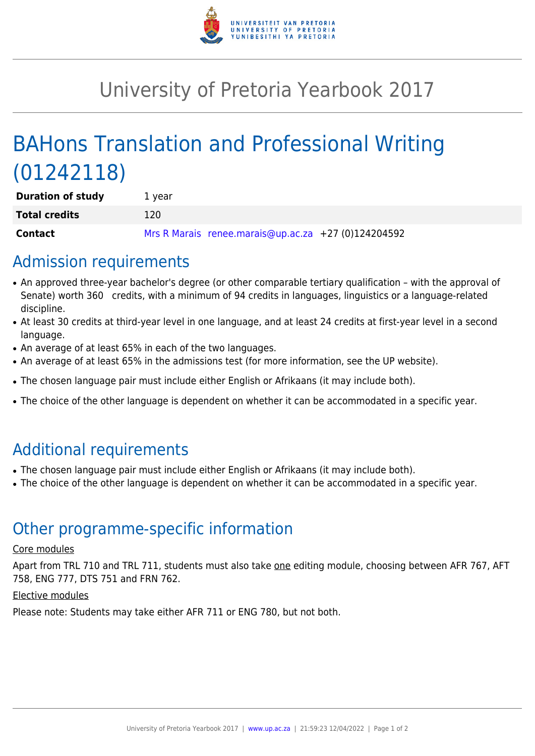# University of Pretoria Yearbook 2017

# BAHons Translation and Professional Writing (01242118)

| | |
|---|---|
| **Duration of study** | 1 year |
| **Total credits** | 120 |
| **Contact** | Mrs R Marais renee.marais@up.ac.za +27 (0)124204592 |

## Admission requirements

- An approved three-year bachelor's degree (or other comparable tertiary qualification – with the approval of Senate) worth 360 credits, with a minimum of 94 credits in languages, linguistics or a language-related discipline.
- At least 30 credits at third-year level in one language, and at least 24 credits at first-year level in a second language.
- An average of at least 65% in each of the two languages.
- An average of at least 65% in the admissions test (for more information, see the UP website).
- The chosen language pair must include either English or Afrikaans (it may include both).
- The choice of the other language is dependent on whether it can be accommodated in a specific year.

## Additional requirements

- The chosen language pair must include either English or Afrikaans (it may include both).
- The choice of the other language is dependent on whether it can be accommodated in a specific year.

## Other programme-specific information

Core modules

Apart from TRL 710 and TRL 711, students must also take one editing module, choosing between AFR 767, AFT 758, ENG 777, DTS 751 and FRN 762.

Elective modules

Please note: Students may take either AFR 711 or ENG 780, but not both.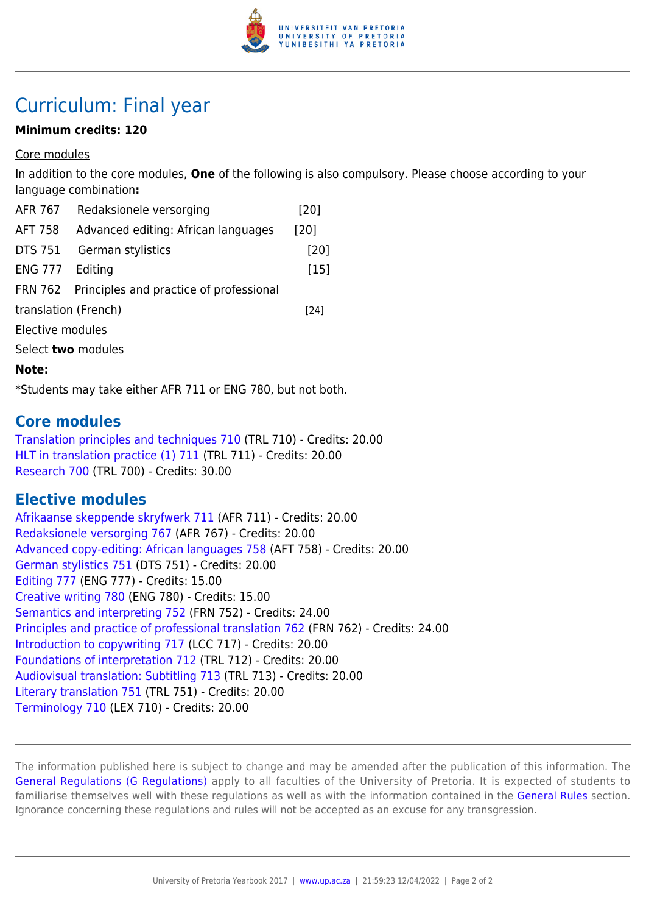# Curriculum: Final year

**Minimum credits: 120**

Core modules

In addition to the core modules, **One** of the following is also compulsory. Please choose according to your language combination**:**

| | | |
|---|---|---|
| AFR 767 | Redaksionele versorging | [20] |
| AFT 758 | Advanced editing: African languages | [20] |
| DTS 751 | German stylistics | [20] |
| ENG 777 | Editing | [15] |
| FRN 762 | Principles and practice of professional translation (French) | [24] |

Elective modules

Select **two** modules

**Note:**

*Students may take either AFR 711 or ENG 780, but not both.

## Core modules

Translation principles and techniques 710 (TRL 710) - Credits: 20.00
HLT in translation practice (1) 711 (TRL 711) - Credits: 20.00
Research 700 (TRL 700) - Credits: 30.00

## Elective modules

Afrikaanse skeppende skryfwerk 711 (AFR 711) - Credits: 20.00
Redaksionele versorging 767 (AFR 767) - Credits: 20.00
Advanced copy-editing: African languages 758 (AFT 758) - Credits: 20.00
German stylistics 751 (DTS 751) - Credits: 20.00
Editing 777 (ENG 777) - Credits: 15.00
Creative writing 780 (ENG 780) - Credits: 15.00
Semantics and interpreting 752 (FRN 752) - Credits: 24.00
Principles and practice of professional translation 762 (FRN 762) - Credits: 24.00
Introduction to copywriting 717 (LCC 717) - Credits: 20.00
Foundations of interpretation 712 (TRL 712) - Credits: 20.00
Audiovisual translation: Subtitling 713 (TRL 713) - Credits: 20.00
Literary translation 751 (TRL 751) - Credits: 20.00
Terminology 710 (LEX 710) - Credits: 20.00

The information published here is subject to change and may be amended after the publication of this information. The General Regulations (G Regulations) apply to all faculties of the University of Pretoria. It is expected of students to familiarise themselves well with these regulations as well as with the information contained in the General Rules section. Ignorance concerning these regulations and rules will not be accepted as an excuse for any transgression.